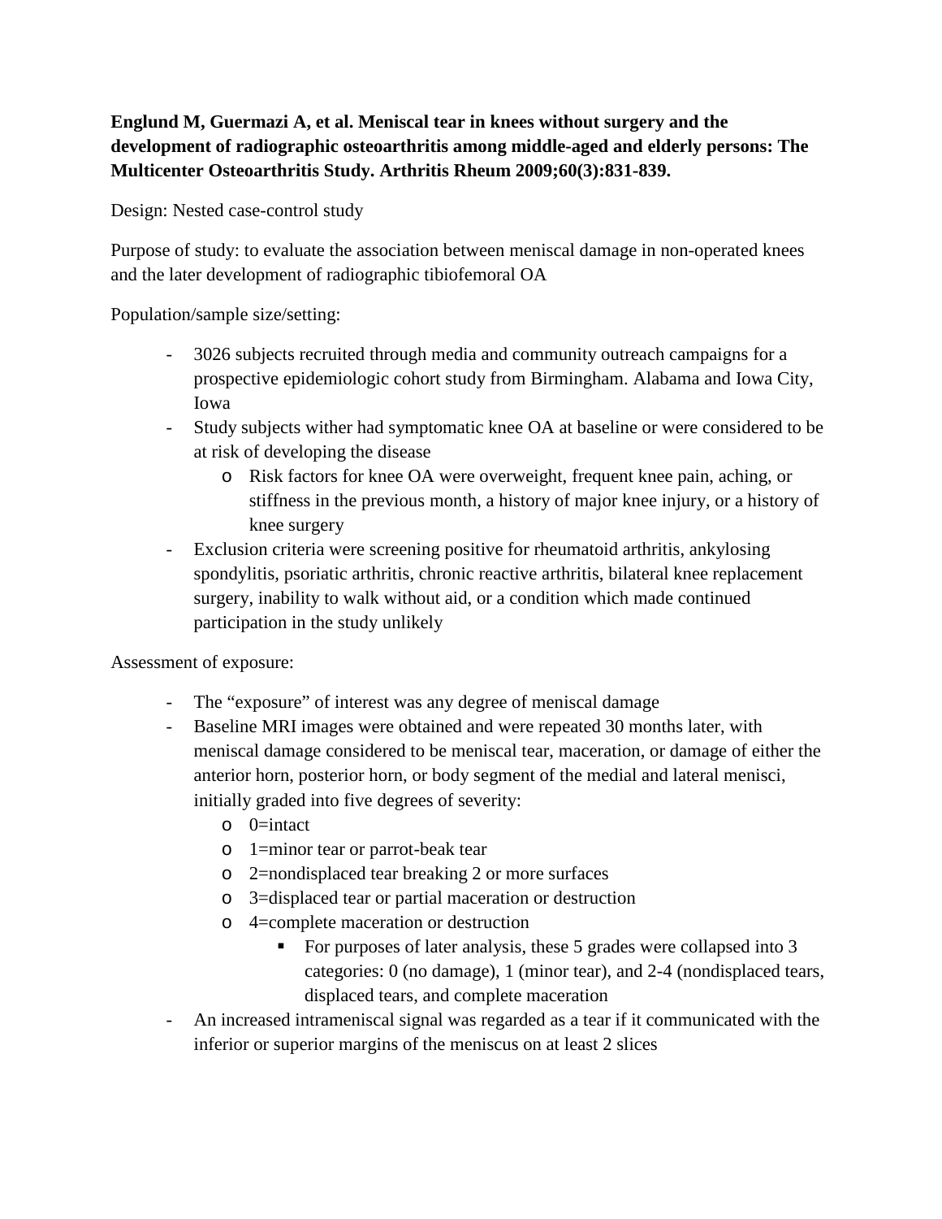**Englund M, Guermazi A, et al. Meniscal tear in knees without surgery and the development of radiographic osteoarthritis among middle-aged and elderly persons: The Multicenter Osteoarthritis Study. Arthritis Rheum 2009;60(3):831-839.**

Design: Nested case-control study

Purpose of study: to evaluate the association between meniscal damage in non-operated knees and the later development of radiographic tibiofemoral OA

Population/sample size/setting:

- 3026 subjects recruited through media and community outreach campaigns for a prospective epidemiologic cohort study from Birmingham. Alabama and Iowa City, Iowa
- Study subjects wither had symptomatic knee OA at baseline or were considered to be at risk of developing the disease
  - Risk factors for knee OA were overweight, frequent knee pain, aching, or stiffness in the previous month, a history of major knee injury, or a history of knee surgery
- Exclusion criteria were screening positive for rheumatoid arthritis, ankylosing spondylitis, psoriatic arthritis, chronic reactive arthritis, bilateral knee replacement surgery, inability to walk without aid, or a condition which made continued participation in the study unlikely

Assessment of exposure:

- The "exposure" of interest was any degree of meniscal damage
- Baseline MRI images were obtained and were repeated 30 months later, with meniscal damage considered to be meniscal tear, maceration, or damage of either the anterior horn, posterior horn, or body segment of the medial and lateral menisci, initially graded into five degrees of severity:
  - 0=intact
  - 1=minor tear or parrot-beak tear
  - 2=nondisplaced tear breaking 2 or more surfaces
  - 3=displaced tear or partial maceration or destruction
  - 4=complete maceration or destruction
    - For purposes of later analysis, these 5 grades were collapsed into 3 categories: 0 (no damage), 1 (minor tear), and 2-4 (nondisplaced tears, displaced tears, and complete maceration
- An increased intrameniscal signal was regarded as a tear if it communicated with the inferior or superior margins of the meniscus on at least 2 slices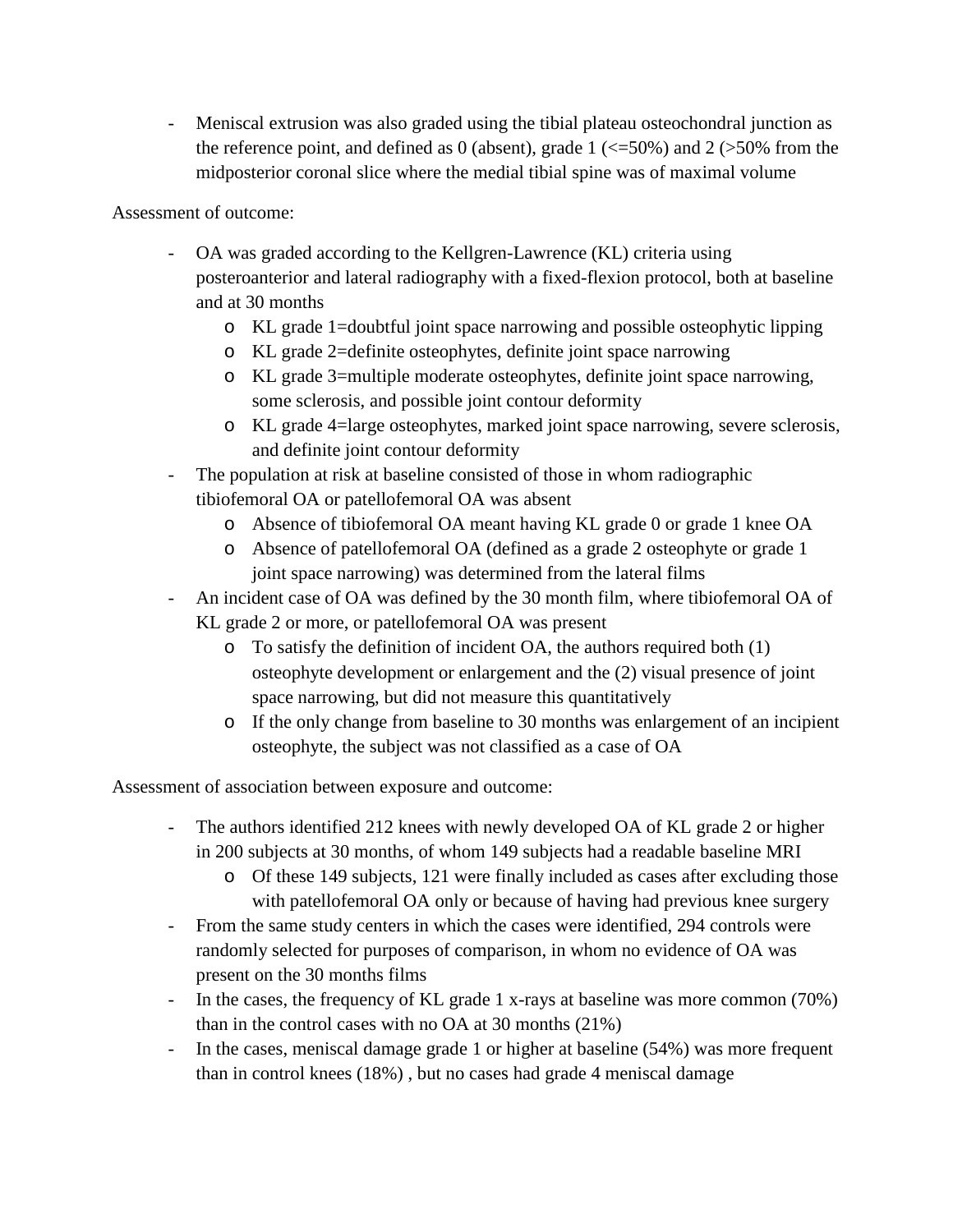- Meniscal extrusion was also graded using the tibial plateau osteochondral junction as the reference point, and defined as 0 (absent), grade 1 (<=50%) and 2 (>50% from the midposterior coronal slice where the medial tibial spine was of maximal volume

Assessment of outcome:

- OA was graded according to the Kellgren-Lawrence (KL) criteria using posteroanterior and lateral radiography with a fixed-flexion protocol, both at baseline and at 30 months
    - KL grade 1=doubtful joint space narrowing and possible osteophytic lipping
    - KL grade 2=definite osteophytes, definite joint space narrowing
    - KL grade 3=multiple moderate osteophytes, definite joint space narrowing, some sclerosis, and possible joint contour deformity
    - KL grade 4=large osteophytes, marked joint space narrowing, severe sclerosis, and definite joint contour deformity
- The population at risk at baseline consisted of those in whom radiographic tibiofemoral OA or patellofemoral OA was absent
    - Absence of tibiofemoral OA meant having KL grade 0 or grade 1 knee OA
    - Absence of patellofemoral OA (defined as a grade 2 osteophyte or grade 1 joint space narrowing) was determined from the lateral films
- An incident case of OA was defined by the 30 month film, where tibiofemoral OA of KL grade 2 or more, or patellofemoral OA was present
    - To satisfy the definition of incident OA, the authors required both (1) osteophyte development or enlargement and the (2) visual presence of joint space narrowing, but did not measure this quantitatively
    - If the only change from baseline to 30 months was enlargement of an incipient osteophyte, the subject was not classified as a case of OA

Assessment of association between exposure and outcome:

- The authors identified 212 knees with newly developed OA of KL grade 2 or higher in 200 subjects at 30 months, of whom 149 subjects had a readable baseline MRI
    - Of these 149 subjects, 121 were finally included as cases after excluding those with patellofemoral OA only or because of having had previous knee surgery
- From the same study centers in which the cases were identified, 294 controls were randomly selected for purposes of comparison, in whom no evidence of OA was present on the 30 months films
- In the cases, the frequency of KL grade 1 x-rays at baseline was more common (70%) than in the control cases with no OA at 30 months (21%)
- In the cases, meniscal damage grade 1 or higher at baseline (54%) was more frequent than in control knees (18%) , but no cases had grade 4 meniscal damage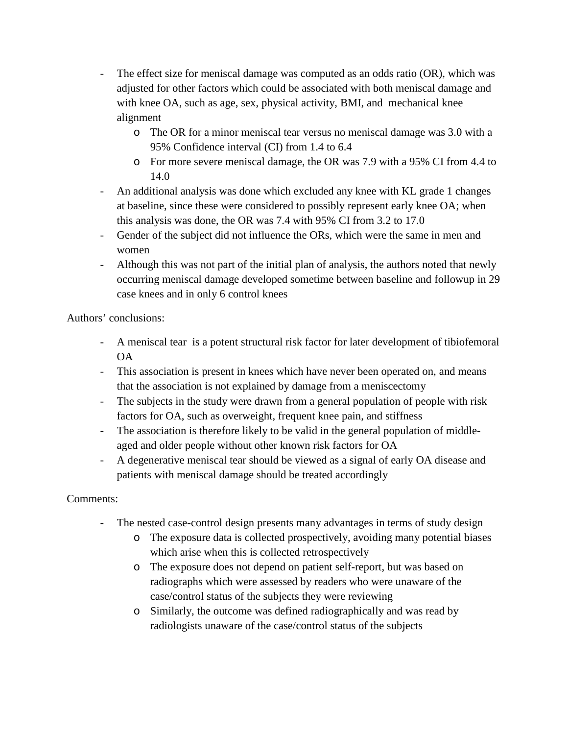- The effect size for meniscal damage was computed as an odds ratio (OR), which was adjusted for other factors which could be associated with both meniscal damage and with knee OA, such as age, sex, physical activity, BMI, and mechanical knee alignment
  - The OR for a minor meniscal tear versus no meniscal damage was 3.0 with a 95% Confidence interval (CI) from 1.4 to 6.4
  - For more severe meniscal damage, the OR was 7.9 with a 95% CI from 4.4 to 14.0
- An additional analysis was done which excluded any knee with KL grade 1 changes at baseline, since these were considered to possibly represent early knee OA; when this analysis was done, the OR was 7.4 with 95% CI from 3.2 to 17.0
- Gender of the subject did not influence the ORs, which were the same in men and women
- Although this was not part of the initial plan of analysis, the authors noted that newly occurring meniscal damage developed sometime between baseline and followup in 29 case knees and in only 6 control knees

Authors' conclusions:

- A meniscal tear is a potent structural risk factor for later development of tibiofemoral OA
- This association is present in knees which have never been operated on, and means that the association is not explained by damage from a meniscectomy
- The subjects in the study were drawn from a general population of people with risk factors for OA, such as overweight, frequent knee pain, and stiffness
- The association is therefore likely to be valid in the general population of middle-aged and older people without other known risk factors for OA
- A degenerative meniscal tear should be viewed as a signal of early OA disease and patients with meniscal damage should be treated accordingly

Comments:

- The nested case-control design presents many advantages in terms of study design
  - The exposure data is collected prospectively, avoiding many potential biases which arise when this is collected retrospectively
  - The exposure does not depend on patient self-report, but was based on radiographs which were assessed by readers who were unaware of the case/control status of the subjects they were reviewing
  - Similarly, the outcome was defined radiographically and was read by radiologists unaware of the case/control status of the subjects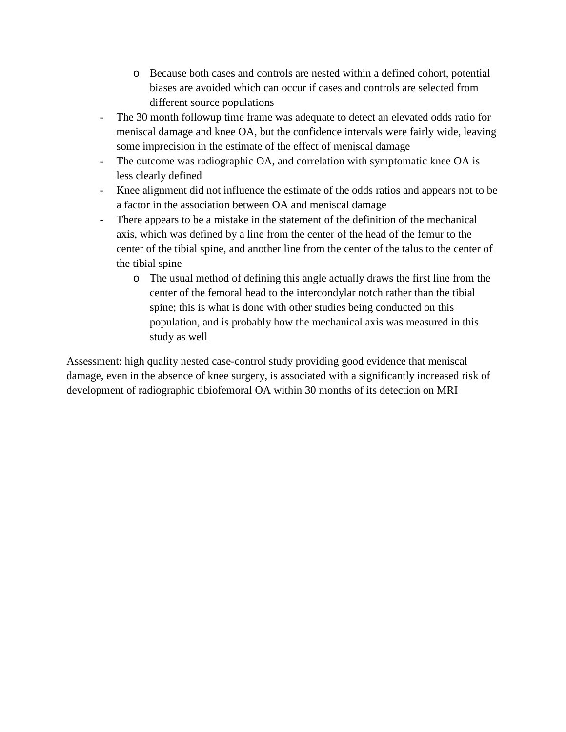- Because both cases and controls are nested within a defined cohort, potential biases are avoided which can occur if cases and controls are selected from different source populations
- The 30 month followup time frame was adequate to detect an elevated odds ratio for meniscal damage and knee OA, but the confidence intervals were fairly wide, leaving some imprecision in the estimate of the effect of meniscal damage
- The outcome was radiographic OA, and correlation with symptomatic knee OA is less clearly defined
- Knee alignment did not influence the estimate of the odds ratios and appears not to be a factor in the association between OA and meniscal damage
- There appears to be a mistake in the statement of the definition of the mechanical axis, which was defined by a line from the center of the head of the femur to the center of the tibial spine, and another line from the center of the talus to the center of the tibial spine
    - The usual method of defining this angle actually draws the first line from the center of the femoral head to the intercondylar notch rather than the tibial spine; this is what is done with other studies being conducted on this population, and is probably how the mechanical axis was measured in this study as well

Assessment: high quality nested case-control study providing good evidence that meniscal damage, even in the absence of knee surgery, is associated with a significantly increased risk of development of radiographic tibiofemoral OA within 30 months of its detection on MRI